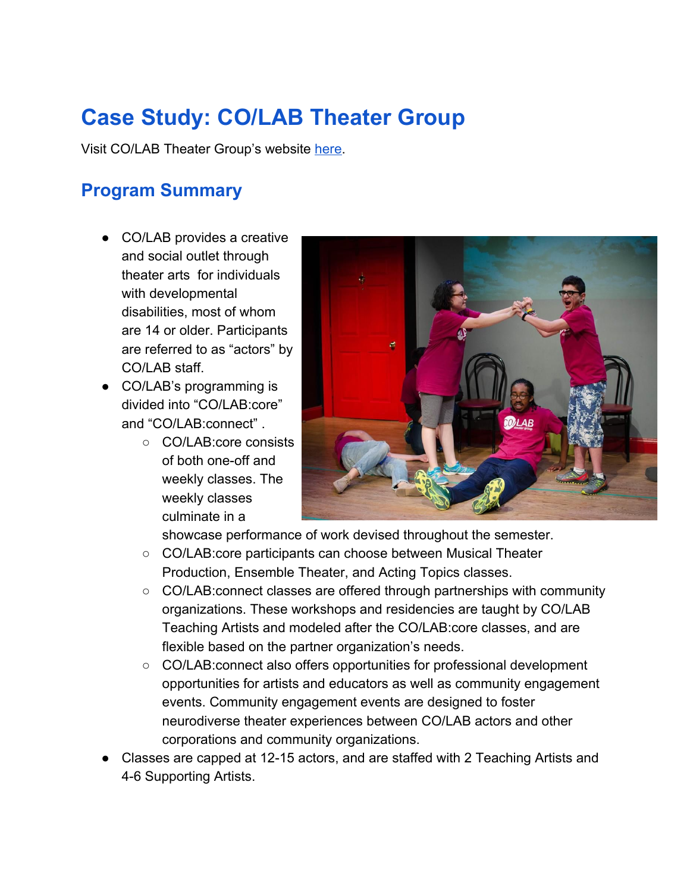# Case Study: CO/LAB Theater Group

Visit CO/LAB Theater Group's website [here](#).

## Program Summary

- CO/LAB provides a creative and social outlet through theater arts for individuals with developmental disabilities, most of whom are 14 or older. Participants are referred to as "actors" by CO/LAB staff.
- CO/LAB's programming is divided into "CO/LAB:core" and "CO/LAB:connect" .
    - CO/LAB:core consists of both one-off and weekly classes. The weekly classes culminate in a showcase performance of work devised throughout the semester.
    - CO/LAB:core participants can choose between Musical Theater Production, Ensemble Theater, and Acting Topics classes.
    - CO/LAB:connect classes are offered through partnerships with community organizations. These workshops and residencies are taught by CO/LAB Teaching Artists and modeled after the CO/LAB:core classes, and are flexible based on the partner organization's needs.
    - CO/LAB:connect also offers opportunities for professional development opportunities for artists and educators as well as community engagement events. Community engagement events are designed to foster neurodiverse theater experiences between CO/LAB actors and other corporations and community organizations.
- Classes are capped at 12-15 actors, and are staffed with 2 Teaching Artists and 4-6 Supporting Artists.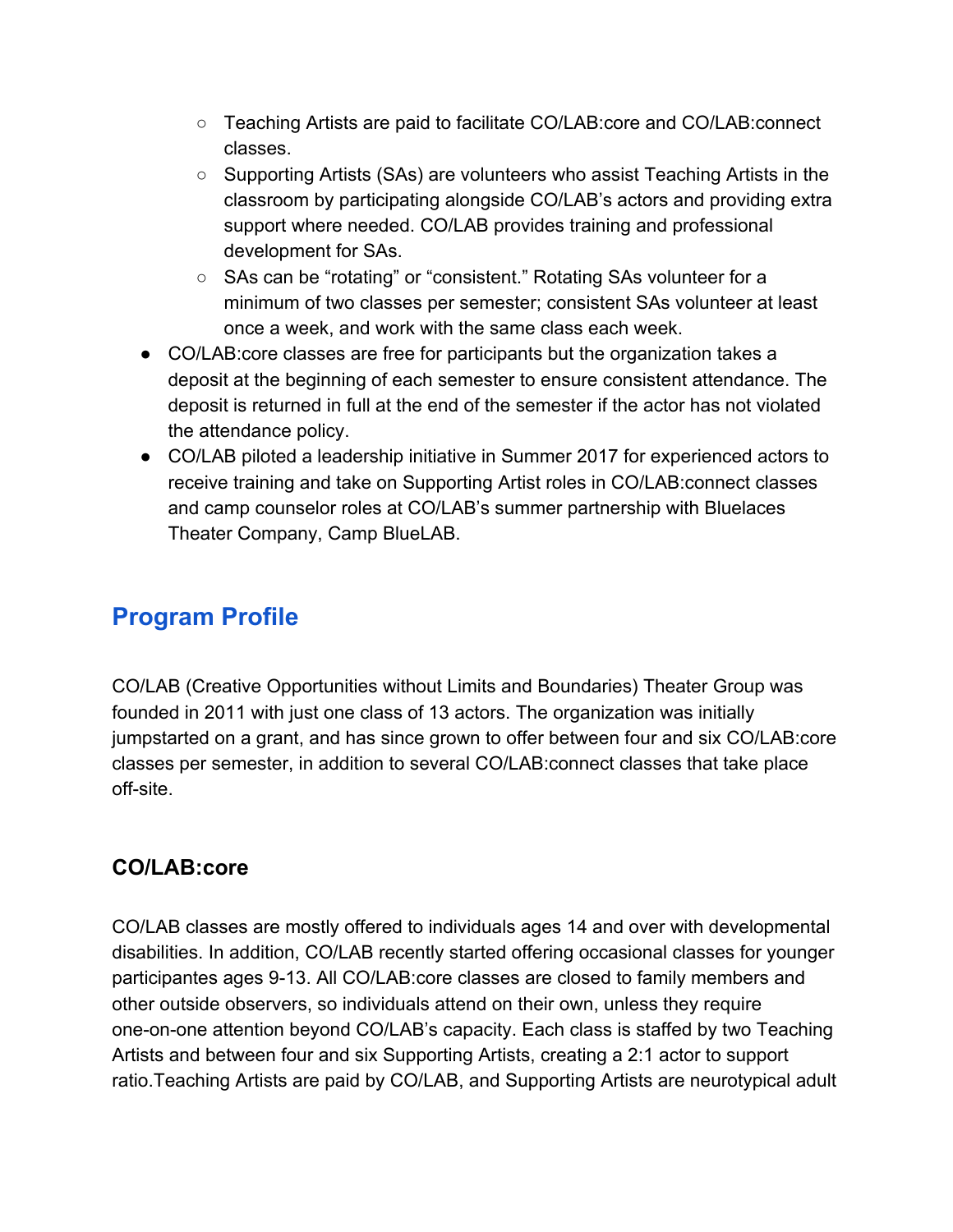- Teaching Artists are paid to facilitate CO/LAB:core and CO/LAB:connect classes.
    - Supporting Artists (SAs) are volunteers who assist Teaching Artists in the classroom by participating alongside CO/LAB's actors and providing extra support where needed. CO/LAB provides training and professional development for SAs.
    - SAs can be "rotating" or "consistent." Rotating SAs volunteer for a minimum of two classes per semester; consistent SAs volunteer at least once a week, and work with the same class each week.
- CO/LAB:core classes are free for participants but the organization takes a deposit at the beginning of each semester to ensure consistent attendance. The deposit is returned in full at the end of the semester if the actor has not violated the attendance policy.
- CO/LAB piloted a leadership initiative in Summer 2017 for experienced actors to receive training and take on Supporting Artist roles in CO/LAB:connect classes and camp counselor roles at CO/LAB's summer partnership with Bluelaces Theater Company, Camp BlueLAB.

## Program Profile

CO/LAB (Creative Opportunities without Limits and Boundaries) Theater Group was founded in 2011 with just one class of 13 actors. The organization was initially jumpstarted on a grant, and has since grown to offer between four and six CO/LAB:core classes per semester, in addition to several CO/LAB:connect classes that take place off-site.

### CO/LAB:core

CO/LAB classes are mostly offered to individuals ages 14 and over with developmental disabilities. In addition, CO/LAB recently started offering occasional classes for younger participantes ages 9-13. All CO/LAB:core classes are closed to family members and other outside observers, so individuals attend on their own, unless they require one-on-one attention beyond CO/LAB's capacity. Each class is staffed by two Teaching Artists and between four and six Supporting Artists, creating a 2:1 actor to support ratio.Teaching Artists are paid by CO/LAB, and Supporting Artists are neurotypical adult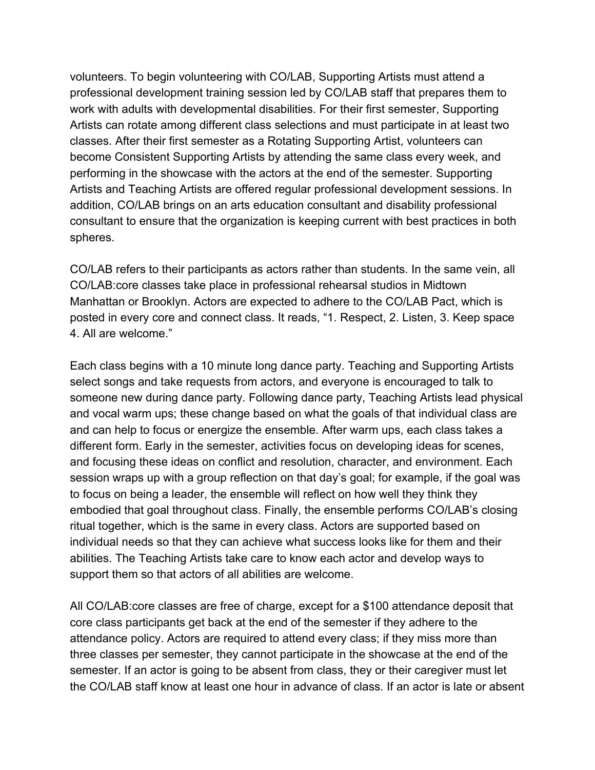volunteers. To begin volunteering with CO/LAB, Supporting Artists must attend a professional development training session led by CO/LAB staff that prepares them to work with adults with developmental disabilities. For their first semester, Supporting Artists can rotate among different class selections and must participate in at least two classes. After their first semester as a Rotating Supporting Artist, volunteers can become Consistent Supporting Artists by attending the same class every week, and performing in the showcase with the actors at the end of the semester. Supporting Artists and Teaching Artists are offered regular professional development sessions. In addition, CO/LAB brings on an arts education consultant and disability professional consultant to ensure that the organization is keeping current with best practices in both spheres.

CO/LAB refers to their participants as actors rather than students. In the same vein, all CO/LAB:core classes take place in professional rehearsal studios in Midtown Manhattan or Brooklyn. Actors are expected to adhere to the CO/LAB Pact, which is posted in every core and connect class. It reads, "1. Respect, 2. Listen, 3. Keep space 4. All are welcome."

Each class begins with a 10 minute long dance party. Teaching and Supporting Artists select songs and take requests from actors, and everyone is encouraged to talk to someone new during dance party. Following dance party, Teaching Artists lead physical and vocal warm ups; these change based on what the goals of that individual class are and can help to focus or energize the ensemble. After warm ups, each class takes a different form. Early in the semester, activities focus on developing ideas for scenes, and focusing these ideas on conflict and resolution, character, and environment. Each session wraps up with a group reflection on that day's goal; for example, if the goal was to focus on being a leader, the ensemble will reflect on how well they think they embodied that goal throughout class. Finally, the ensemble performs CO/LAB's closing ritual together, which is the same in every class. Actors are supported based on individual needs so that they can achieve what success looks like for them and their abilities. The Teaching Artists take care to know each actor and develop ways to support them so that actors of all abilities are welcome.

All CO/LAB:core classes are free of charge, except for a $100 attendance deposit that core class participants get back at the end of the semester if they adhere to the attendance policy. Actors are required to attend every class; if they miss more than three classes per semester, they cannot participate in the showcase at the end of the semester. If an actor is going to be absent from class, they or their caregiver must let the CO/LAB staff know at least one hour in advance of class. If an actor is late or absent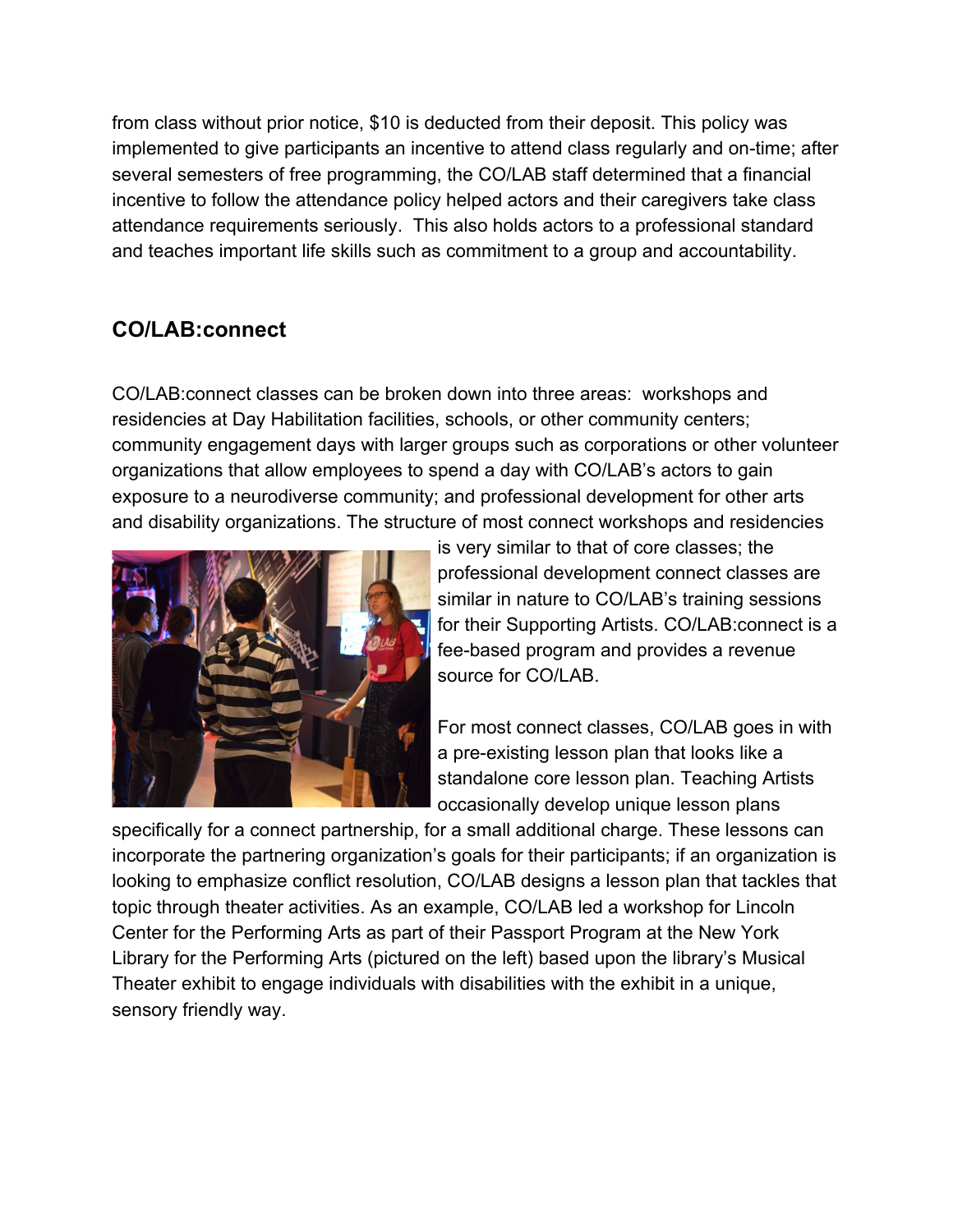from class without prior notice, $10 is deducted from their deposit. This policy was implemented to give participants an incentive to attend class regularly and on-time; after several semesters of free programming, the CO/LAB staff determined that a financial incentive to follow the attendance policy helped actors and their caregivers take class attendance requirements seriously. This also holds actors to a professional standard and teaches important life skills such as commitment to a group and accountability.

## CO/LAB:connect

CO/LAB:connect classes can be broken down into three areas: workshops and residencies at Day Habilitation facilities, schools, or other community centers; community engagement days with larger groups such as corporations or other volunteer organizations that allow employees to spend a day with CO/LAB's actors to gain exposure to a neurodiverse community; and professional development for other arts and disability organizations. The structure of most connect workshops and residencies is very similar to that of core classes; the professional development connect classes are similar in nature to CO/LAB's training sessions for their Supporting Artists. CO/LAB:connect is a fee-based program and provides a revenue source for CO/LAB.

For most connect classes, CO/LAB goes in with a pre-existing lesson plan that looks like a standalone core lesson plan. Teaching Artists occasionally develop unique lesson plans specifically for a connect partnership, for a small additional charge. These lessons can incorporate the partnering organization's goals for their participants; if an organization is looking to emphasize conflict resolution, CO/LAB designs a lesson plan that tackles that topic through theater activities. As an example, CO/LAB led a workshop for Lincoln Center for the Performing Arts as part of their Passport Program at the New York Library for the Performing Arts (pictured on the left) based upon the library's Musical Theater exhibit to engage individuals with disabilities with the exhibit in a unique, sensory friendly way.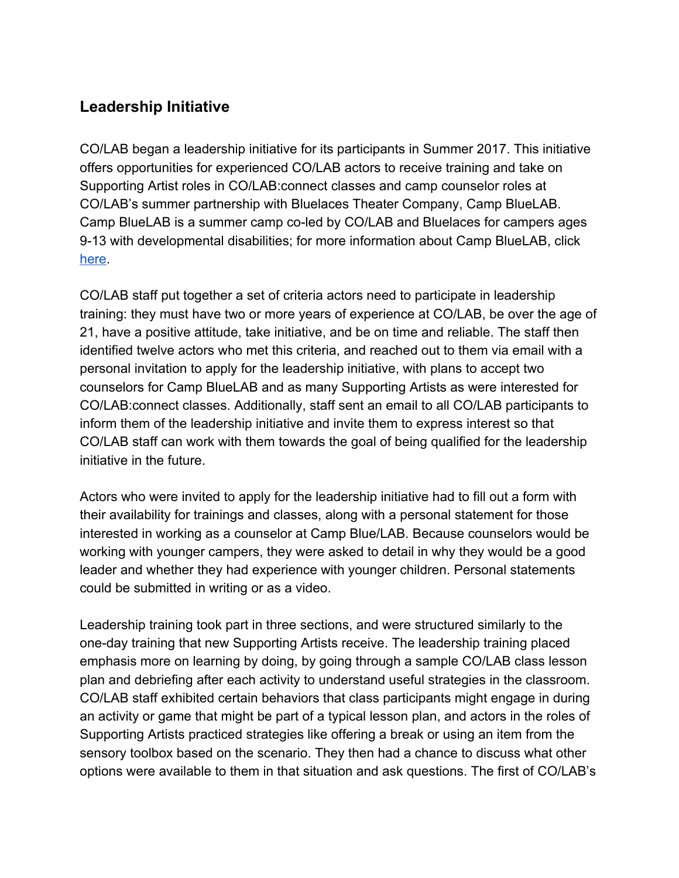## Leadership Initiative

CO/LAB began a leadership initiative for its participants in Summer 2017. This initiative offers opportunities for experienced CO/LAB actors to receive training and take on Supporting Artist roles in CO/LAB:connect classes and camp counselor roles at CO/LAB's summer partnership with Bluelaces Theater Company, Camp BlueLAB. Camp BlueLAB is a summer camp co-led by CO/LAB and Bluelaces for campers ages 9-13 with developmental disabilities; for more information about Camp BlueLAB, click here.

CO/LAB staff put together a set of criteria actors need to participate in leadership training: they must have two or more years of experience at CO/LAB, be over the age of 21, have a positive attitude, take initiative, and be on time and reliable. The staff then identified twelve actors who met this criteria, and reached out to them via email with a personal invitation to apply for the leadership initiative, with plans to accept two counselors for Camp BlueLAB and as many Supporting Artists as were interested for CO/LAB:connect classes. Additionally, staff sent an email to all CO/LAB participants to inform them of the leadership initiative and invite them to express interest so that CO/LAB staff can work with them towards the goal of being qualified for the leadership initiative in the future.

Actors who were invited to apply for the leadership initiative had to fill out a form with their availability for trainings and classes, along with a personal statement for those interested in working as a counselor at Camp Blue/LAB. Because counselors would be working with younger campers, they were asked to detail in why they would be a good leader and whether they had experience with younger children. Personal statements could be submitted in writing or as a video.

Leadership training took part in three sections, and were structured similarly to the one-day training that new Supporting Artists receive. The leadership training placed emphasis more on learning by doing, by going through a sample CO/LAB class lesson plan and debriefing after each activity to understand useful strategies in the classroom. CO/LAB staff exhibited certain behaviors that class participants might engage in during an activity or game that might be part of a typical lesson plan, and actors in the roles of Supporting Artists practiced strategies like offering a break or using an item from the sensory toolbox based on the scenario. They then had a chance to discuss what other options were available to them in that situation and ask questions. The first of CO/LAB's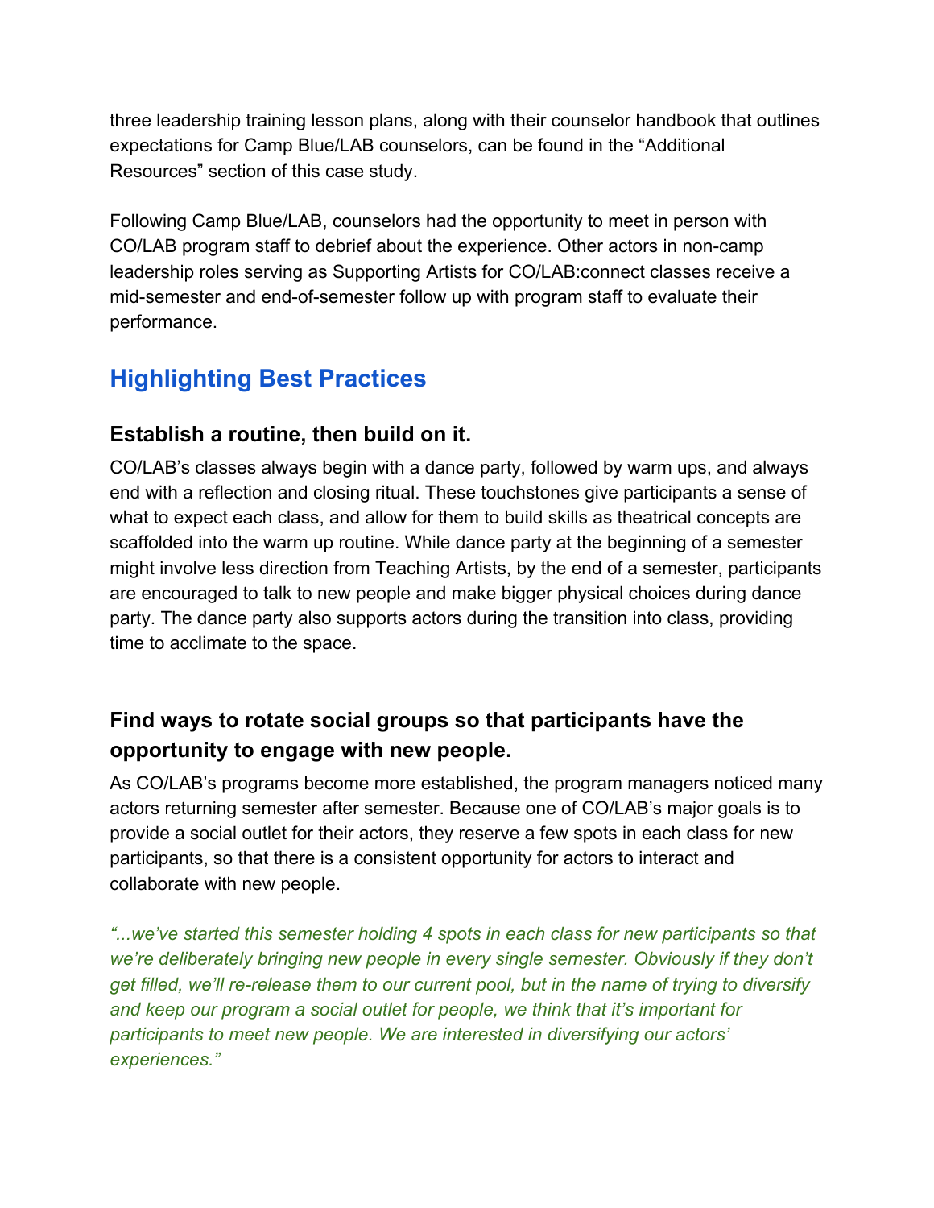three leadership training lesson plans, along with their counselor handbook that outlines expectations for Camp Blue/LAB counselors, can be found in the "Additional Resources" section of this case study.

Following Camp Blue/LAB, counselors had the opportunity to meet in person with CO/LAB program staff to debrief about the experience. Other actors in non-camp leadership roles serving as Supporting Artists for CO/LAB:connect classes receive a mid-semester and end-of-semester follow up with program staff to evaluate their performance.

## Highlighting Best Practices

### Establish a routine, then build on it.

CO/LAB's classes always begin with a dance party, followed by warm ups, and always end with a reflection and closing ritual. These touchstones give participants a sense of what to expect each class, and allow for them to build skills as theatrical concepts are scaffolded into the warm up routine. While dance party at the beginning of a semester might involve less direction from Teaching Artists, by the end of a semester, participants are encouraged to talk to new people and make bigger physical choices during dance party. The dance party also supports actors during the transition into class, providing time to acclimate to the space.

### Find ways to rotate social groups so that participants have the opportunity to engage with new people.

As CO/LAB's programs become more established, the program managers noticed many actors returning semester after semester. Because one of CO/LAB's major goals is to provide a social outlet for their actors, they reserve a few spots in each class for new participants, so that there is a consistent opportunity for actors to interact and collaborate with new people.

*"...we've started this semester holding 4 spots in each class for new participants so that we're deliberately bringing new people in every single semester. Obviously if they don't get filled, we'll re-release them to our current pool, but in the name of trying to diversify and keep our program a social outlet for people, we think that it's important for participants to meet new people. We are interested in diversifying our actors' experiences."*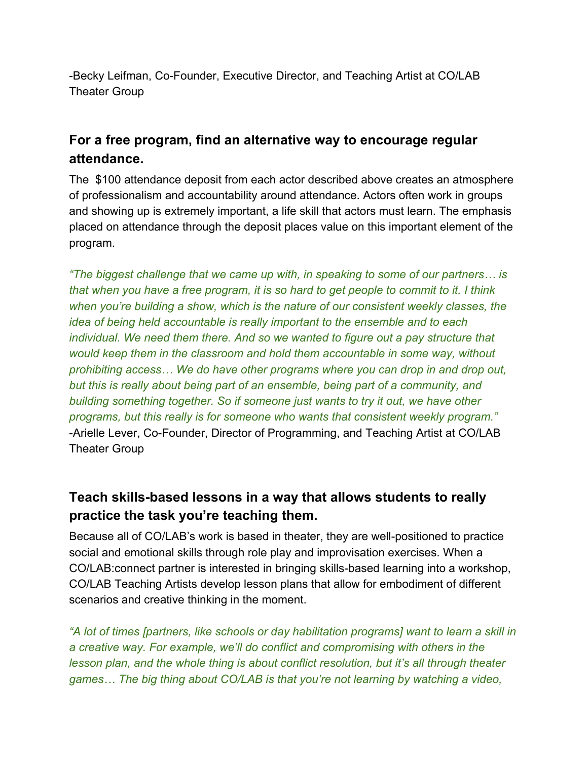-Becky Leifman, Co-Founder, Executive Director, and Teaching Artist at CO/LAB Theater Group

## For a free program, find an alternative way to encourage regular attendance.

The  $100 attendance deposit from each actor described above creates an atmosphere of professionalism and accountability around attendance. Actors often work in groups and showing up is extremely important, a life skill that actors must learn. The emphasis placed on attendance through the deposit places value on this important element of the program.

*"The biggest challenge that we came up with, in speaking to some of our partners… is that when you have a free program, it is so hard to get people to commit to it. I think when you're building a show, which is the nature of our consistent weekly classes, the idea of being held accountable is really important to the ensemble and to each individual. We need them there. And so we wanted to figure out a pay structure that would keep them in the classroom and hold them accountable in some way, without prohibiting access… We do have other programs where you can drop in and drop out, but this is really about being part of an ensemble, being part of a community, and building something together. So if someone just wants to try it out, we have other programs, but this really is for someone who wants that consistent weekly program."*
-Arielle Lever, Co-Founder, Director of Programming, and Teaching Artist at CO/LAB Theater Group

## Teach skills-based lessons in a way that allows students to really practice the task you're teaching them.

Because all of CO/LAB's work is based in theater, they are well-positioned to practice social and emotional skills through role play and improvisation exercises. When a CO/LAB:connect partner is interested in bringing skills-based learning into a workshop, CO/LAB Teaching Artists develop lesson plans that allow for embodiment of different scenarios and creative thinking in the moment.

*"A lot of times [partners, like schools or day habilitation programs] want to learn a skill in a creative way. For example, we'll do conflict and compromising with others in the lesson plan, and the whole thing is about conflict resolution, but it's all through theater games… The big thing about CO/LAB is that you're not learning by watching a video,*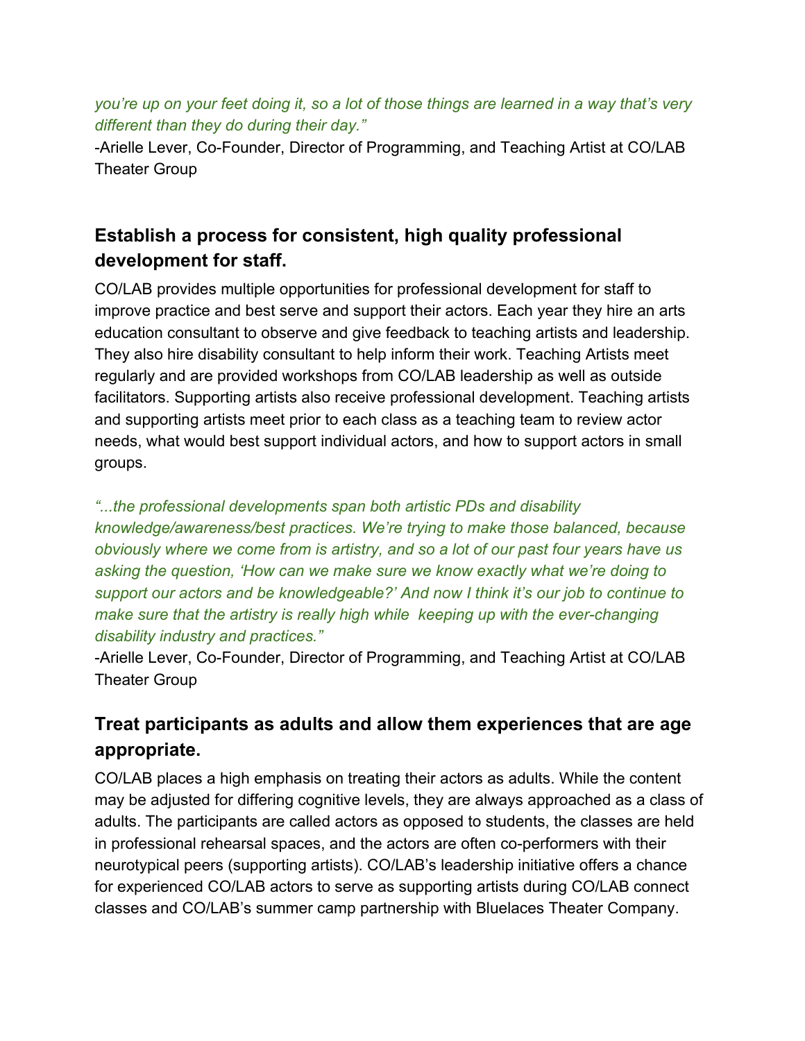*you're up on your feet doing it, so a lot of those things are learned in a way that's very different than they do during their day."*

-Arielle Lever, Co-Founder, Director of Programming, and Teaching Artist at CO/LAB Theater Group

## Establish a process for consistent, high quality professional development for staff.

CO/LAB provides multiple opportunities for professional development for staff to improve practice and best serve and support their actors. Each year they hire an arts education consultant to observe and give feedback to teaching artists and leadership. They also hire disability consultant to help inform their work. Teaching Artists meet regularly and are provided workshops from CO/LAB leadership as well as outside facilitators. Supporting artists also receive professional development. Teaching artists and supporting artists meet prior to each class as a teaching team to review actor needs, what would best support individual actors, and how to support actors in small groups.

*"...the professional developments span both artistic PDs and disability knowledge/awareness/best practices. We're trying to make those balanced, because obviously where we come from is artistry, and so a lot of our past four years have us asking the question, 'How can we make sure we know exactly what we're doing to support our actors and be knowledgeable?' And now I think it's our job to continue to make sure that the artistry is really high while keeping up with the ever-changing disability industry and practices."*

-Arielle Lever, Co-Founder, Director of Programming, and Teaching Artist at CO/LAB Theater Group

## Treat participants as adults and allow them experiences that are age appropriate.

CO/LAB places a high emphasis on treating their actors as adults. While the content may be adjusted for differing cognitive levels, they are always approached as a class of adults. The participants are called actors as opposed to students, the classes are held in professional rehearsal spaces, and the actors are often co-performers with their neurotypical peers (supporting artists). CO/LAB's leadership initiative offers a chance for experienced CO/LAB actors to serve as supporting artists during CO/LAB connect classes and CO/LAB's summer camp partnership with Bluelaces Theater Company.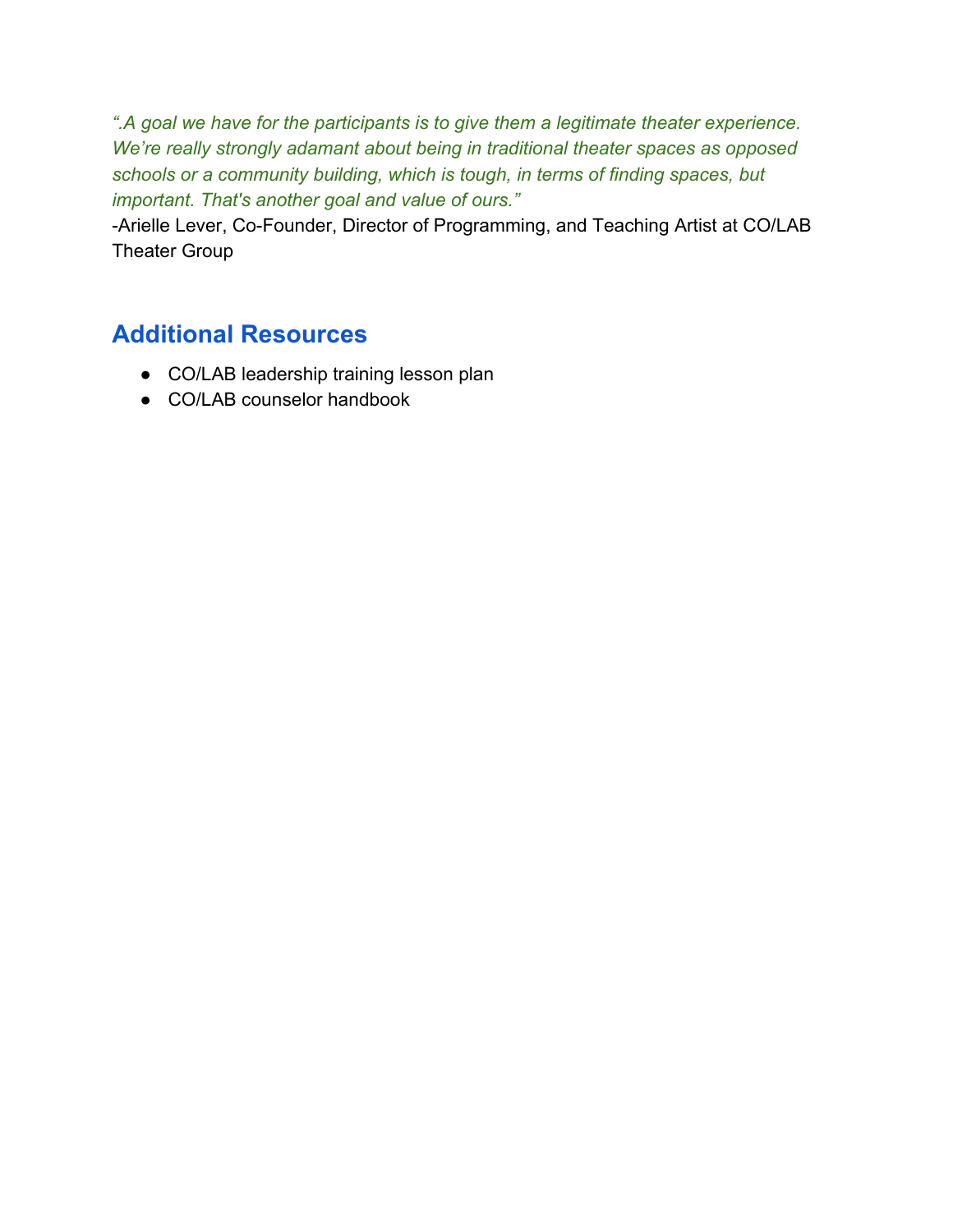*".A goal we have for the participants is to give them a legitimate theater experience. We're really strongly adamant about being in traditional theater spaces as opposed schools or a community building, which is tough, in terms of finding spaces, but important. That's another goal and value of ours."*

-Arielle Lever, Co-Founder, Director of Programming, and Teaching Artist at CO/LAB Theater Group

## Additional Resources

- CO/LAB leadership training lesson plan
- CO/LAB counselor handbook